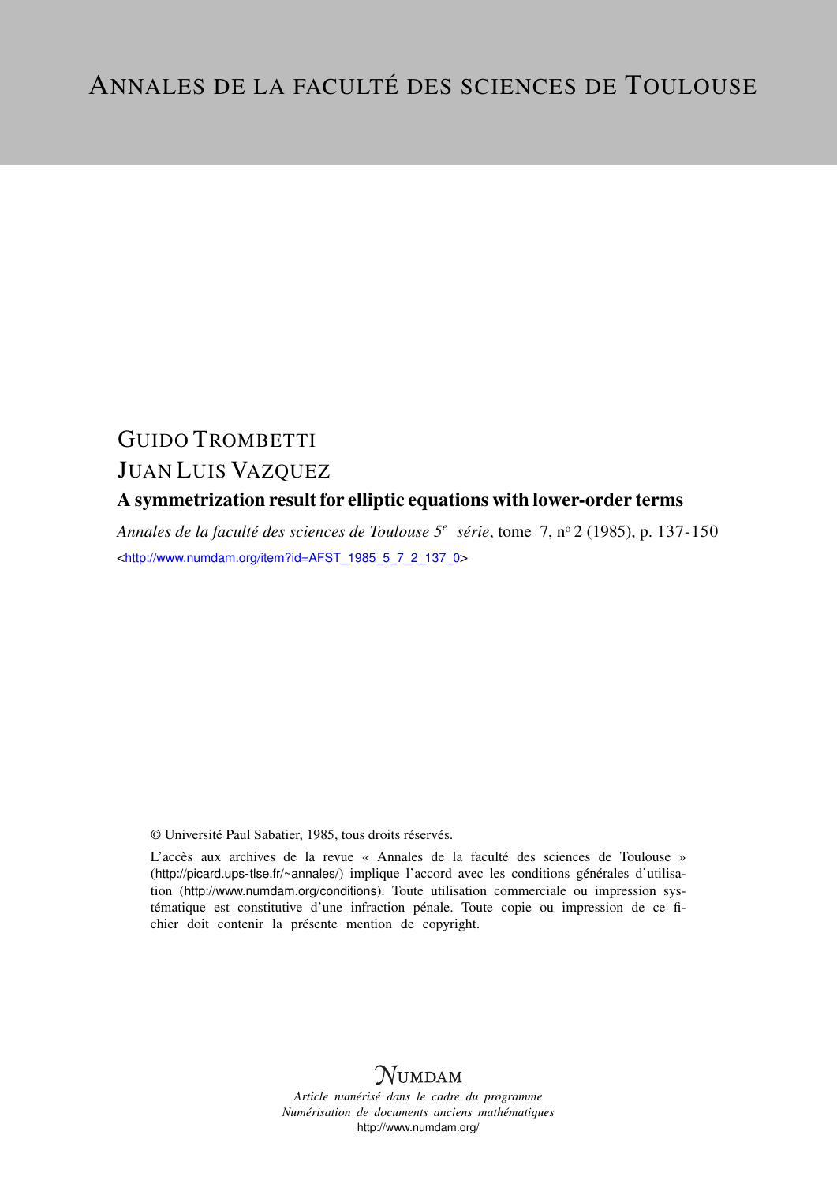# ANNALES DE LA FACULTÉ DES SCIENCES DE TOULOUSE

GUIDO TROMBETTI

JUAN LUIS VAZQUEZ

## A symmetrization result for elliptic equations with lower-order terms

*Annales de la faculté des sciences de Toulouse 5$^e$ série*, tome 7, n$^o$ 2 (1985), p. 137-150

<http://www.numdam.org/item?id=AFST_1985_5_7_2_137_0>

© Université Paul Sabatier, 1985, tous droits réservés.

L'accès aux archives de la revue « Annales de la faculté des sciences de Toulouse » (http://picard.ups-tlse.fr/~annales/) implique l'accord avec les conditions générales d'utilisation (http://www.numdam.org/conditions). Toute utilisation commerciale ou impression systématique est constitutive d'une infraction pénale. Toute copie ou impression de ce fichier doit contenir la présente mention de copyright.

NUMDAM

*Article numérisé dans le cadre du programme*
*Numérisation de documents anciens mathématiques*
http://www.numdam.org/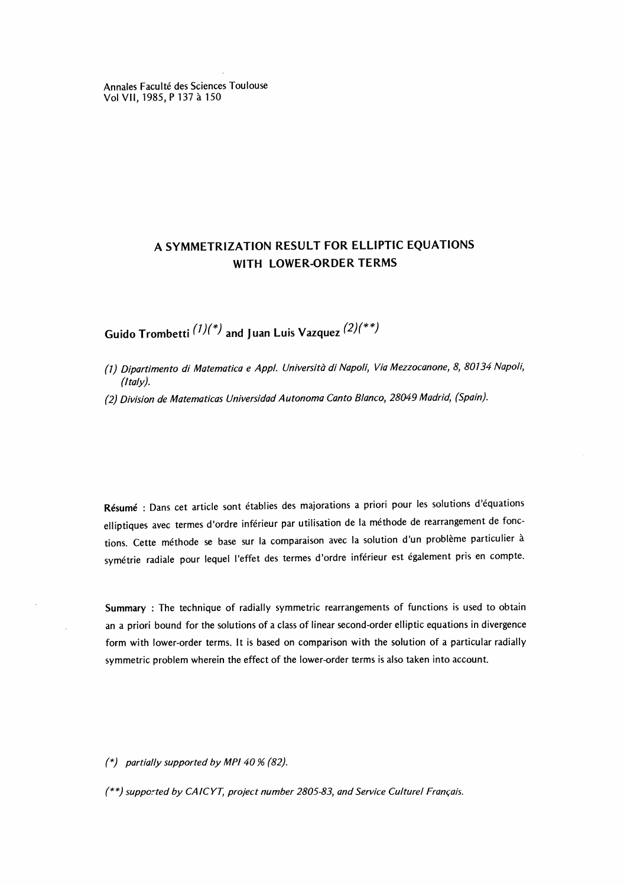Annales Faculté des Sciences Toulouse
Vol VII, 1985, P 137 à 150

# A SYMMETRIZATION RESULT FOR ELLIPTIC EQUATIONS WITH LOWER-ORDER TERMS

**Guido Trombetti** (1)(\*) **and Juan Luis Vazquez** (2)(\*\*)

*(1) Dipartimento di Matematica e Appl. Università di Napoli, Via Mezzocanone, 8, 80134 Napoli, (Italy).*

*(2) Division de Matematicas Universidad Autonoma Canto Blanco, 28049 Madrid, (Spain).*

**Résumé** : Dans cet article sont établies des majorations a priori pour les solutions d'équations elliptiques avec termes d'ordre inférieur par utilisation de la méthode de rearrangement de fonctions. Cette méthode se base sur la comparaison avec la solution d'un problème particulier à symétrie radiale pour lequel l'effet des termes d'ordre inférieur est également pris en compte.

**Summary** : The technique of radially symmetric rearrangements of functions is used to obtain an a priori bound for the solutions of a class of linear second-order elliptic equations in divergence form with lower-order terms. It is based on comparison with the solution of a particular radially symmetric problem wherein the effect of the lower-order terms is also taken into account.

*(\*) partially supported by MPI 40 % (82).*

*(\*\*) supported by CAICYT, project number 2805-83, and Service Culturel Français.*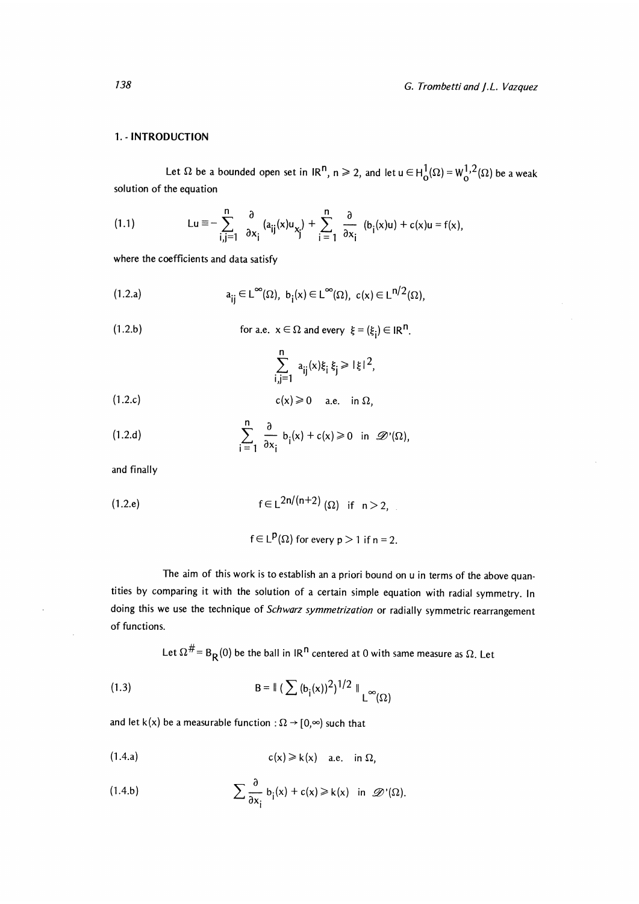## 1. - INTRODUCTION

Let $\Omega$ be a bounded open set in $\mathbb{R}^n$, $n \geq 2$, and let $u \in H_0^1(\Omega) = W_0^{1,2}(\Omega)$ be a weak solution of the equation

$$(1.1) \qquad Lu \equiv -\sum_{i,j=1}^{n} \frac{\partial}{\partial x_i}(a_{ij}(x)u_{x_j}) + \sum_{i=1}^{n} \frac{\partial}{\partial x_i}(b_i(x)u) + c(x)u = f(x),$$

where the coefficients and data satisfy

$$(1.2.a) \qquad a_{ij} \in L^\infty(\Omega),\ b_i(x) \in L^\infty(\Omega),\ c(x) \in L^{n/2}(\Omega),$$

$$(1.2.b) \qquad \text{for a.e. } x \in \Omega \text{ and every } \xi = (\xi_i) \in \mathbb{R}^n.$$

$$\sum_{i,j=1}^{n} a_{ij}(x)\xi_i\xi_j \geq |\xi|^2,$$

$$(1.2.c) \qquad c(x) \geq 0 \quad \text{a.e. in } \Omega,$$

$$(1.2.d) \qquad \sum_{i=1}^{n} \frac{\partial}{\partial x_i} b_i(x) + c(x) \geq 0 \quad \text{in } \mathscr{D}'(\Omega),$$

and finally

$$(1.2.e) \qquad f \in L^{2n/(n+2)}(\Omega) \quad \text{if } n > 2,$$

$$f \in L^p(\Omega) \text{ for every } p > 1 \text{ if } n = 2.$$

The aim of this work is to establish an a priori bound on $u$ in terms of the above quantities by comparing it with the solution of a certain simple equation with radial symmetry. In doing this we use the technique of *Schwarz symmetrization* or radially symmetric rearrangement of functions.

Let $\Omega^\# = B_R(0)$ be the ball in $\mathbb{R}^n$ centered at 0 with same measure as $\Omega$. Let

$$(1.3) \qquad B = \| (\sum (b_i(x))^2)^{1/2} \|_{L^\infty(\Omega)}$$

and let $k(x)$ be a measurable function : $\Omega \to [0,\infty)$ such that

$$(1.4.a) \qquad c(x) \geq k(x) \quad \text{a.e. in } \Omega,$$

$$(1.4.b) \qquad \sum \frac{\partial}{\partial x_i} b_i(x) + c(x) \geq k(x) \quad \text{in } \mathscr{D}'(\Omega).$$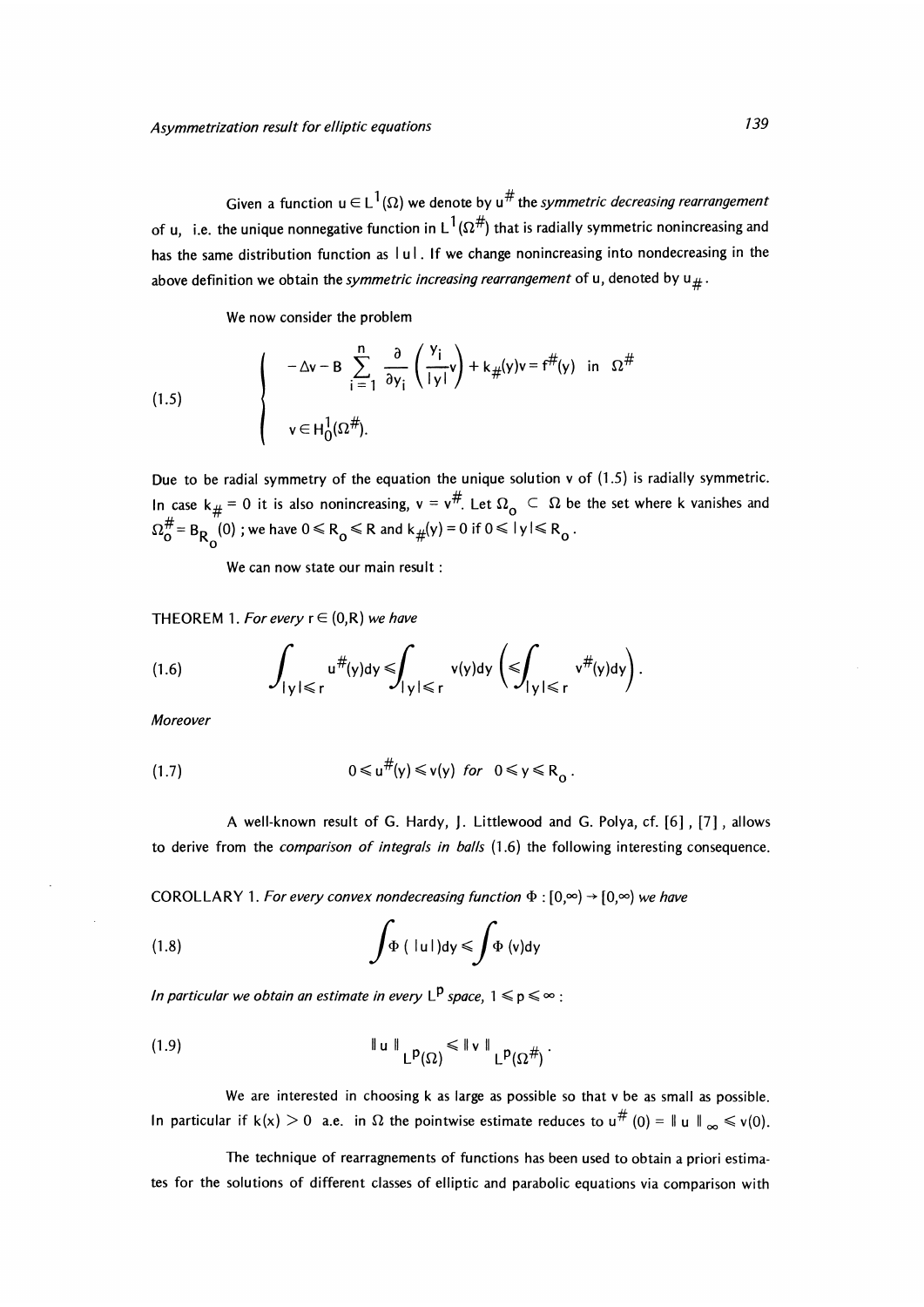Given a function $u \in L^1(\Omega)$ we denote by $u^\#$ the *symmetric decreasing rearrangement* of u, i.e. the unique nonnegative function in $L^1(\Omega^\#)$ that is radially symmetric nonincreasing and has the same distribution function as $|u|$. If we change nonincreasing into nondecreasing in the above definition we obtain the *symmetric increasing rearrangement* of u, denoted by $u_\#$.

We now consider the problem

$$
(1.5) \qquad \begin{cases} -\Delta v - B \displaystyle\sum_{i=1}^{n} \frac{\partial}{\partial y_i}\left(\frac{y_i}{|y|} v\right) + k_\#(y) v = f^\#(y) \quad \text{in } \Omega^\# \\ v \in H_0^1(\Omega^\#). \end{cases}
$$

Due to be radial symmetry of the equation the unique solution v of (1.5) is radially symmetric. In case $k_\# = 0$ it is also nonincreasing, $v = v^\#$. Let $\Omega_0 \subset \Omega$ be the set where k vanishes and $\Omega_0^\# = B_{R_0}(0)$ ; we have $0 \leqslant R_0 \leqslant R$ and $k_\#(y) = 0$ if $0 \leqslant |y| \leqslant R_0$.

We can now state our main result :

THEOREM 1. *For every* $r \in (0,R)$ *we have*

$$
(1.6) \qquad \int_{|y| \leqslant r} u^\#(y)dy \leqslant \int_{|y| \leqslant r} v(y)dy \left( \leqslant \int_{|y| \leqslant r} v^\#(y)dy \right).
$$

*Moreover*

$$
(1.7) \qquad 0 \leqslant u^\#(y) \leqslant v(y) \quad for \quad 0 \leqslant y \leqslant R_0 .
$$

A well-known result of G. Hardy, J. Littlewood and G. Polya, cf. [6] , [7] , allows to derive from the *comparison of integrals in balls* (1.6) the following interesting consequence.

COROLLARY 1. *For every convex nondecreasing function* $\Phi : [0,\infty) \to [0,\infty)$ *we have*

$$
(1.8) \qquad \int \Phi(|u|)dy \leqslant \int \Phi(v)dy
$$

*In particular we obtain an estimate in every* $L^p$ *space,* $1 \leqslant p \leqslant \infty$ :

$$
(1.9) \qquad \| u \|_{L^p(\Omega)} \leqslant \| v \|_{L^p(\Omega^\#)} .
$$

We are interested in choosing k as large as possible so that v be as small as possible. In particular if $k(x) > 0$ a.e. in $\Omega$ the pointwise estimate reduces to $u^\#(0) = \| u \|_\infty \leqslant v(0)$.

The technique of rearragnements of functions has been used to obtain a priori estimates for the solutions of different classes of elliptic and parabolic equations via comparison with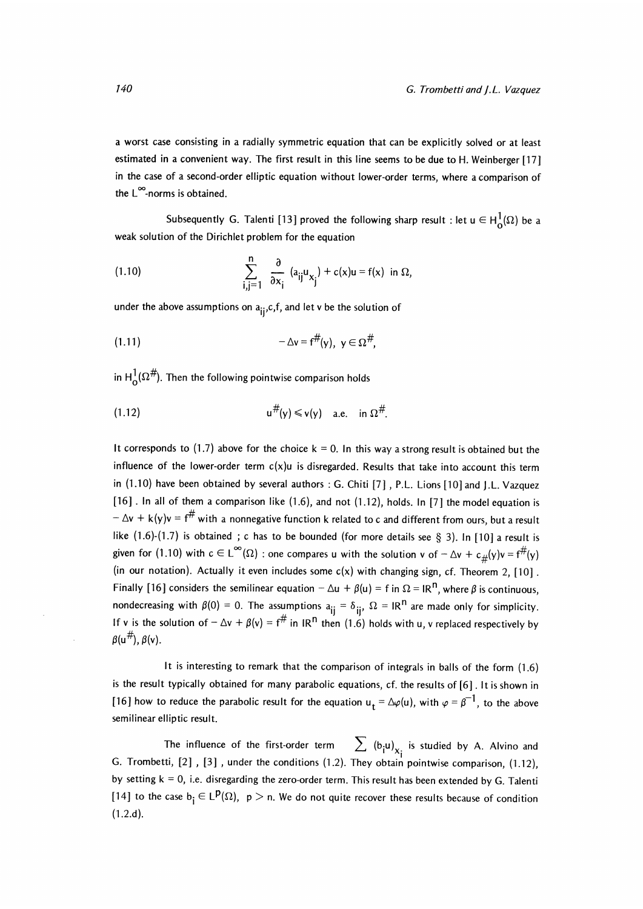a worst case consisting in a radially symmetric equation that can be explicitly solved or at least estimated in a convenient way. The first result in this line seems to be due to H. Weinberger [17] in the case of a second-order elliptic equation without lower-order terms, where a comparison of the $L^\infty$-norms is obtained.

Subsequently G. Talenti [13] proved the following sharp result : let $u \in H_0^1(\Omega)$ be a weak solution of the Dirichlet problem for the equation

$$\sum_{i,j=1}^{n} \frac{\partial}{\partial x_i} (a_{ij} u_{x_j}) + c(x)u = f(x) \quad \text{in } \Omega, \tag{1.10}$$

under the above assumptions on $a_{ij}$,c,f, and let v be the solution of

$$-\Delta v = f^{\#}(y), \quad y \in \Omega^{\#}, \tag{1.11}$$

in $H_0^1(\Omega^{\#})$. Then the following pointwise comparison holds

$$u^{\#}(y) \leqslant v(y) \quad \text{a.e.} \quad \text{in } \Omega^{\#}. \tag{1.12}$$

It corresponds to (1.7) above for the choice $k = 0$. In this way a strong result is obtained but the influence of the lower-order term $c(x)u$ is disregarded. Results that take into account this term in (1.10) have been obtained by several authors : G. Chiti [7] , P.L. Lions [10] and J.L. Vazquez [16] . In all of them a comparison like (1.6), and not (1.12), holds. In [7] the model equation is $-\Delta v + k(y)v = f^{\#}$ with a nonnegative function k related to c and different from ours, but a result like (1.6)-(1.7) is obtained ; c has to be bounded (for more details see § 3). In [10] a result is given for (1.10) with $c \in L^\infty(\Omega)$ : one compares u with the solution v of $-\Delta v + c_{\#}(y)v = f^{\#}(y)$ (in our notation). Actually it even includes some c(x) with changing sign, cf. Theorem 2, [10] . Finally [16] considers the semilinear equation $-\Delta u + \beta(u) = f$ in $\Omega = \mathbb{R}^n$, where $\beta$ is continuous, nondecreasing with $\beta(0) = 0$. The assumptions $a_{ij} = \delta_{ij}$, $\Omega = \mathbb{R}^n$ are made only for simplicity. If v is the solution of $-\Delta v + \beta(v) = f^{\#}$ in $\mathbb{R}^n$ then (1.6) holds with u, v replaced respectively by $\beta(u^{\#}), \beta(v)$.

It is interesting to remark that the comparison of integrals in balls of the form (1.6) is the result typically obtained for many parabolic equations, cf. the results of [6] . It is shown in [16] how to reduce the parabolic result for the equation $u_t = \Delta\varphi(u)$, with $\varphi = \beta^{-1}$, to the above semilinear elliptic result.

The influence of the first-order term $\sum (b_i u)_{x_i}$ is studied by A. Alvino and G. Trombetti, [2] , [3] , under the conditions (1.2). They obtain pointwise comparison, (1.12), by setting $k = 0$, i.e. disregarding the zero-order term. This result has been extended by G. Talenti [14] to the case $b_i \in L^p(\Omega)$, $p > n$. We do not quite recover these results because of condition (1.2.d).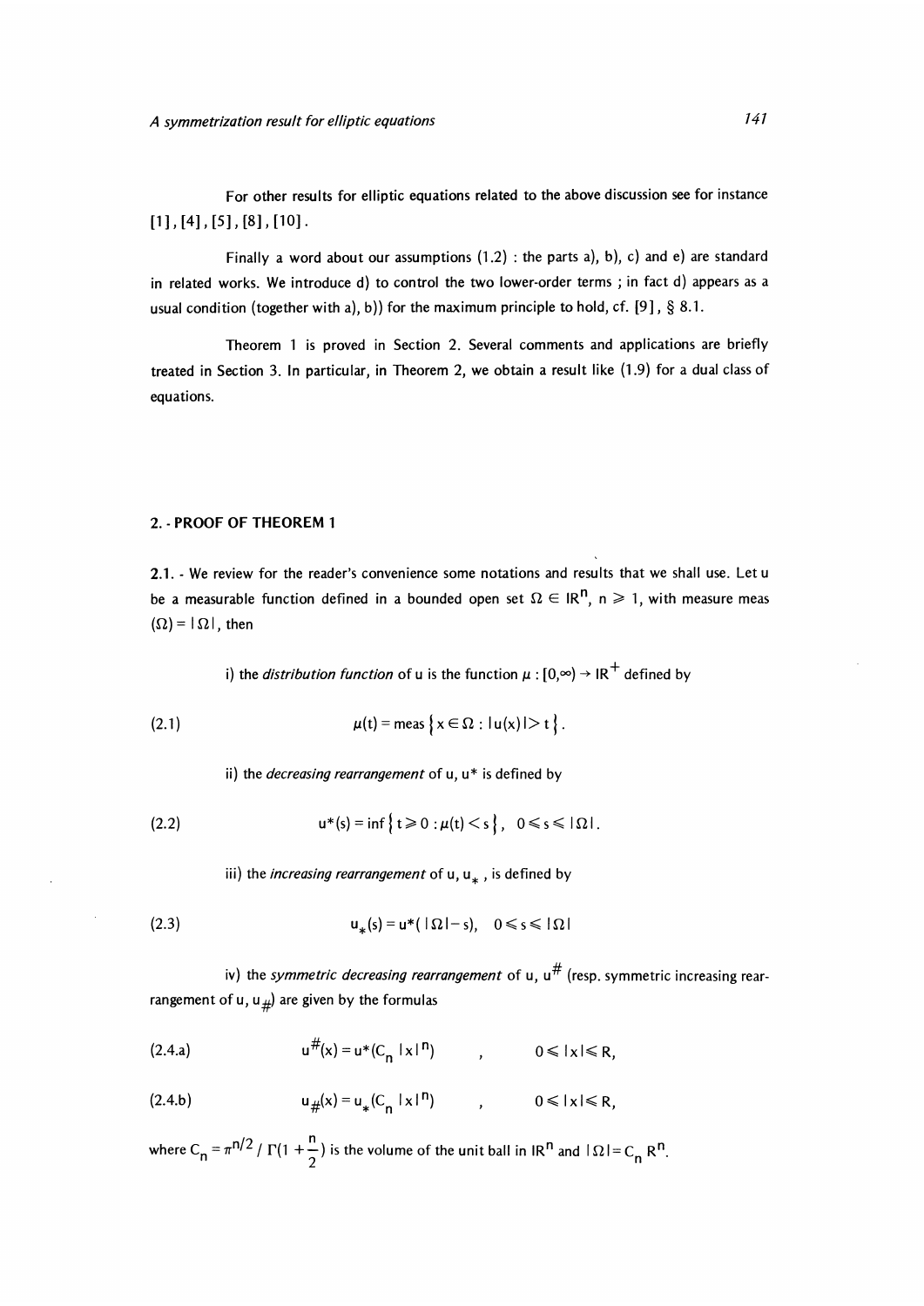For other results for elliptic equations related to the above discussion see for instance [1], [4], [5], [8], [10].

Finally a word about our assumptions (1.2) : the parts a), b), c) and e) are standard in related works. We introduce d) to control the two lower-order terms ; in fact d) appears as a usual condition (together with a), b)) for the maximum principle to hold, cf. [9], § 8.1.

Theorem 1 is proved in Section 2. Several comments and applications are briefly treated in Section 3. In particular, in Theorem 2, we obtain a result like (1.9) for a dual class of equations.

## 2. - PROOF OF THEOREM 1

**2.1.** - We review for the reader's convenience some notations and results that we shall use. Let u be a measurable function defined in a bounded open set $\Omega \in \mathbb{R}^n$, $n \geqslant 1$, with measure meas $(\Omega) = |\Omega|$, then

i) the *distribution function* of u is the function $\mu : [0,\infty) \to \mathbb{R}^+$ defined by

$$\mu(t) = \text{meas}\left\{x \in \Omega : |u(x)| > t\right\}. \tag{2.1}$$

ii) the *decreasing rearrangement* of u, $u^*$ is defined by

$$u^*(s) = \inf\left\{t \geqslant 0 : \mu(t) < s\right\}, \quad 0 \leqslant s \leqslant |\Omega|. \tag{2.2}$$

iii) the *increasing rearrangement* of u, $u_*$, is defined by

$$u_*(s) = u^*(|\Omega| - s), \quad 0 \leqslant s \leqslant |\Omega| \tag{2.3}$$

iv) the *symmetric decreasing rearrangement* of u, $u^\#$ (resp. symmetric increasing rearrangement of u, $u_\#$) are given by the formulas

$$u^\#(x) = u^*(C_n |x|^n) \quad , \quad 0 \leqslant |x| \leqslant R, \tag{2.4.a}$$

$$u_\#(x) = u_*(C_n |x|^n) \quad , \quad 0 \leqslant |x| \leqslant R, \tag{2.4.b}$$

where $C_n = \pi^{n/2} / \Gamma(1 + \frac{n}{2})$ is the volume of the unit ball in $\mathbb{R}^n$ and $|\Omega| = C_n R^n$.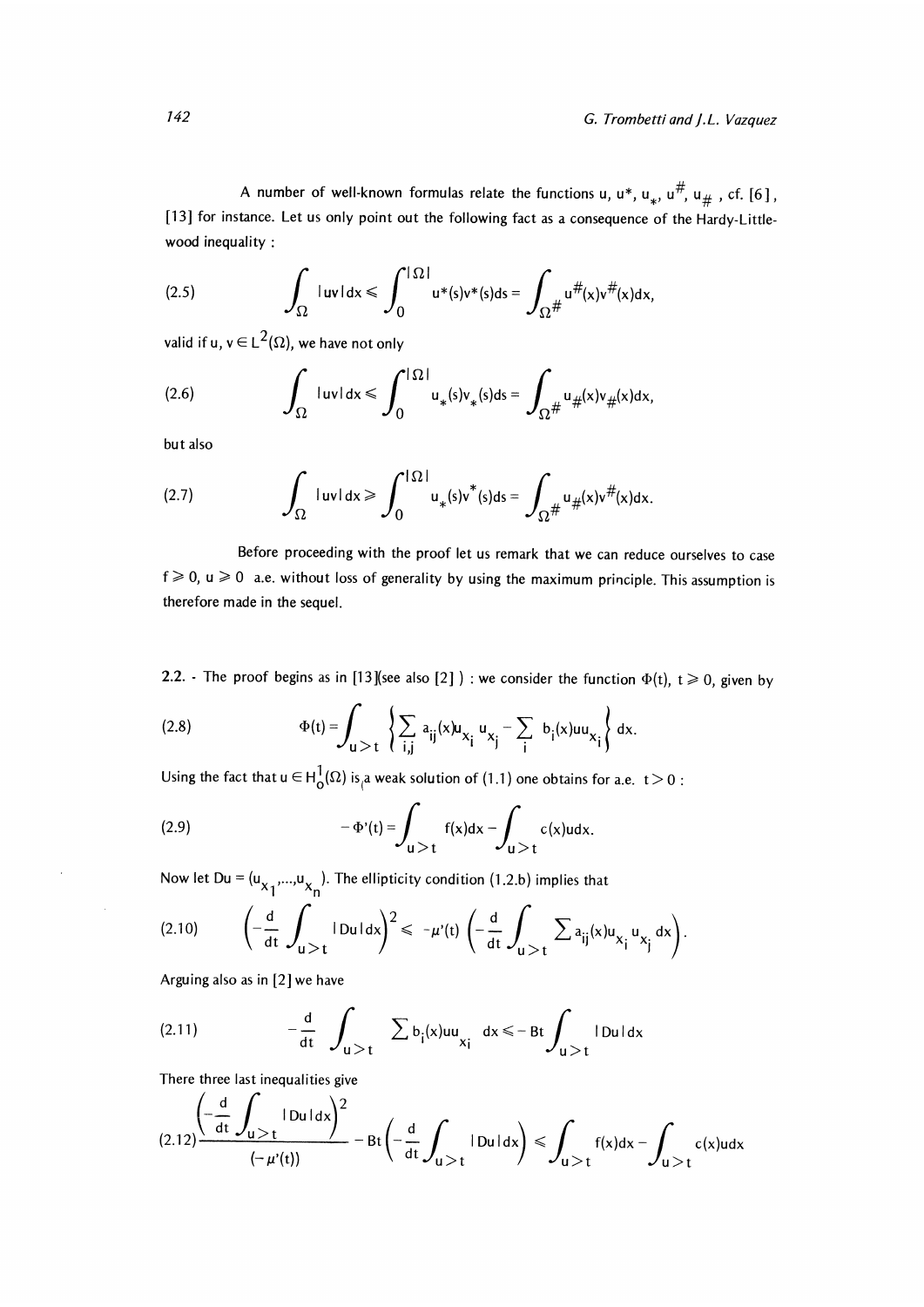A number of well-known formulas relate the functions $u$, $u^*$, $u_*$, $u^{\#}$, $u_{\#}$ , cf. [6], [13] for instance. Let us only point out the following fact as a consequence of the Hardy-Littlewood inequality :

$$\int_\Omega |uv|\,dx \leqslant \int_0^{|\Omega|} u^*(s)v^*(s)ds = \int_{\Omega^\#} u^\#(x)v^\#(x)dx, \tag{2.5}$$

valid if $u, v \in L^2(\Omega)$, we have not only

$$\int_\Omega |uv|\,dx \leqslant \int_0^{|\Omega|} u_*(s)v_*(s)ds = \int_{\Omega^\#} u_\#(x)v_\#(x)dx, \tag{2.6}$$

but also

$$\int_\Omega |uv|\,dx \geqslant \int_0^{|\Omega|} u_*(s)v^*(s)ds = \int_{\Omega^\#} u_\#(x)v^\#(x)dx. \tag{2.7}$$

Before proceeding with the proof let us remark that we can reduce ourselves to case $f \geqslant 0$, $u \geqslant 0$ a.e. without loss of generality by using the maximum principle. This assumption is therefore made in the sequel.

**2.2.** - The proof begins as in [13](see also [2]) : we consider the function $\Phi(t)$, $t \geqslant 0$, given by

$$\Phi(t) = \int_{u>t} \left\{ \sum_{i,j} a_{ij}(x)u_{x_i}u_{x_j} - \sum_i b_i(x)uu_{x_i} \right\} dx. \tag{2.8}$$

Using the fact that $u \in H_0^1(\Omega)$ is a weak solution of (1.1) one obtains for a.e. $t > 0$ :

$$-\Phi'(t) = \int_{u>t} f(x)dx - \int_{u>t} c(x)udx. \tag{2.9}$$

Now let $Du = (u_{x_1},\dots,u_{x_n})$. The ellipticity condition (1.2.b) implies that

$$\left(-\frac{d}{dt}\int_{u>t} |Du|\,dx\right)^2 \leqslant -\mu'(t)\left(-\frac{d}{dt}\int_{u>t} \sum a_{ij}(x)u_{x_i}u_{x_j}\,dx\right). \tag{2.10}$$

Arguing also as in [2] we have

$$-\frac{d}{dt}\int_{u>t} \sum b_i(x)uu_{x_i}\,dx \leqslant -Bt\int_{u>t} |Du|\,dx \tag{2.11}$$

There three last inequalities give

$$\frac{\left(-\frac{d}{dt}\int_{u>t} |Du|\,dx\right)^2}{(-\mu'(t))} - Bt\left(-\frac{d}{dt}\int_{u>t} |Du|\,dx\right) \leqslant \int_{u>t} f(x)dx - \int_{u>t} c(x)udx \tag{2.12}$$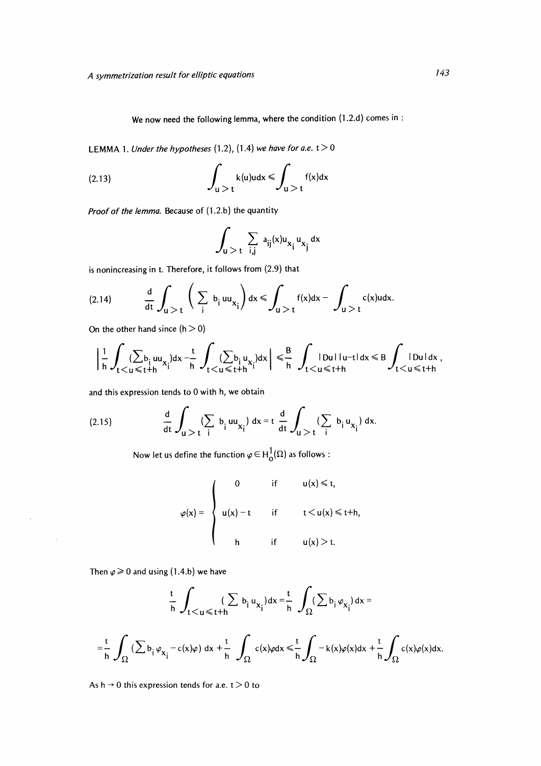We now need the following lemma, where the condition (1.2.d) comes in :

LEMMA 1. *Under the hypotheses* (1.2), (1.4) *we have for a.e.* $t > 0$

$$\int_{u>t} k(u)u\,dx \leqslant \int_{u>t} f(x)dx \tag{2.13}$$

*Proof of the lemma.* Because of (1.2.b) the quantity

$$\int_{u>t} \sum_{i,j} a_{ij}(x)u_{x_i}u_{x_j}\,dx$$

is nonincreasing in t. Therefore, it follows from (2.9) that

$$\frac{d}{dt}\int_{u>t}\left(\sum_i b_i u u_{x_i}\right)dx \leqslant \int_{u>t} f(x)dx - \int_{u>t} c(x)u\,dx. \tag{2.14}$$

On the other hand since ($h > 0$)

$$\left|\frac{1}{h}\int_{t<u\leqslant t+h}(\sum b_i u u_{x_i})dx - \frac{t}{h}\int_{t<u\leqslant t+h}(\sum b_i u_{x_i})dx\right| \leqslant \frac{B}{h}\int_{t<u\leqslant t+h}|Du|\,|u-t|\,dx \leqslant B\int_{t<u\leqslant t+h}|Du|\,dx,$$

and this expression tends to 0 with h, we obtain

$$\frac{d}{dt}\int_{u>t}(\sum_i b_i u u_{x_i})\,dx = t\,\frac{d}{dt}\int_{u>t}(\sum_i b_i u_{x_i})\,dx. \tag{2.15}$$

Now let us define the function $\varphi \in H_0^1(\Omega)$ as follows :

$$\varphi(x) = \begin{cases} 0 & \text{if} \quad u(x) \leqslant t, \\ u(x) - t & \text{if} \quad t < u(x) \leqslant t+h, \\ h & \text{if} \quad u(x) > t. \end{cases}$$

Then $\varphi \geqslant 0$ and using (1.4.b) we have

$$\frac{t}{h}\int_{t<u\leqslant t+h}(\sum b_i u_{x_i})dx = \frac{t}{h}\int_\Omega(\sum b_i \varphi_{x_i})\,dx =$$

$$= \frac{t}{h}\int_\Omega(\sum b_i \varphi_{x_i} - c(x)\varphi)\,dx + \frac{t}{h}\int_\Omega c(x)\varphi\,dx \leqslant \frac{t}{h}\int_\Omega - k(x)\varphi(x)dx + \frac{t}{h}\int_\Omega c(x)\varphi(x)dx.$$

As $h \to 0$ this expression tends for a.e. $t > 0$ to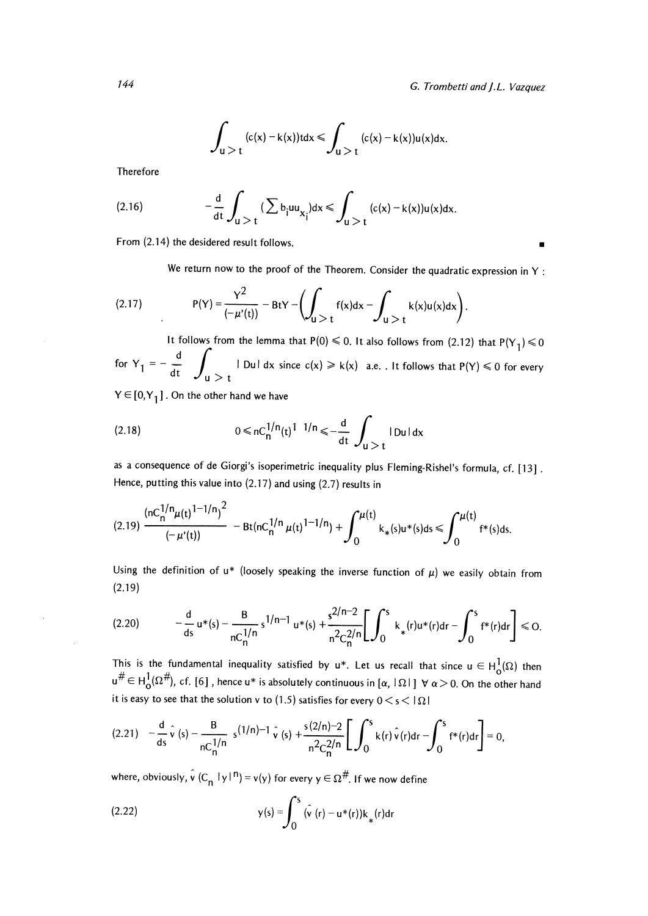$$\int_{u>t}(c(x)-k(x))t\,dx \leqslant \int_{u>t}(c(x)-k(x))u(x)dx.$$

Therefore

$$(2.16)\qquad -\frac{d}{dt}\int_{u>t}\left(\sum b_i u u_{x_i}\right)dx \leqslant \int_{u>t}(c(x)-k(x))u(x)dx.$$

From (2.14) the desidered result follows. ∎

We return now to the proof of the Theorem. Consider the quadratic expression in Y :

$$(2.17)\qquad P(Y)=\frac{Y^2}{(-\mu'(t))}-BtY-\left(\int_{u>t}f(x)dx-\int_{u>t}k(x)u(x)dx\right).$$

It follows from the lemma that $P(0)\leqslant 0$. It also follows from (2.12) that $P(Y_1)\leqslant 0$ for $Y_1=-\dfrac{d}{dt}\displaystyle\int_{u>t}|Du|\,dx$ since $c(x)\geqslant k(x)$ a.e. . It follows that $P(Y)\leqslant 0$ for every $Y\in[0,Y_1]$. On the other hand we have

$$(2.18)\qquad 0\leqslant nC_n^{1/n}(t)^{1-1/n}\leqslant -\frac{d}{dt}\int_{u>t}|Du|\,dx$$

as a consequence of de Giorgi's isoperimetric inequality plus Fleming-Rishel's formula, cf. [13]. Hence, putting this value into (2.17) and using (2.7) results in

$$(2.19)\qquad \frac{(nC_n^{1/n}\mu(t)^{1-1/n})^2}{(-\mu'(t))}-Bt(nC_n^{1/n}\mu(t)^{1-1/n})+\int_0^{\mu(t)}k_*(s)u^*(s)ds\leqslant\int_0^{\mu(t)}f^*(s)ds.$$

Using the definition of $u^*$ (loosely speaking the inverse function of $\mu$) we easily obtain from (2.19)

$$(2.20)\qquad -\frac{d}{ds}u^*(s)-\frac{B}{nC_n^{1/n}}s^{1/n-1}u^*(s)+\frac{s^{2/n-2}}{n^2C_n^{2/n}}\left[\int_0^s k_*(r)u^*(r)dr-\int_0^s f^*(r)dr\right]\leqslant 0.$$

This is the fundamental inequality satisfied by $u^*$. Let us recall that since $u\in H_0^1(\Omega)$ then $u^{\#}\in H_0^1(\Omega^{\#})$, cf. [6], hence $u^*$ is absolutely continuous in $[\alpha,|\Omega|]$ $\forall\,\alpha>0$. On the other hand it is easy to see that the solution v to (1.5) satisfies for every $0<s<|\Omega|$

$$(2.21)\qquad -\frac{d}{ds}\hat{v}(s)-\frac{B}{nC_n^{1/n}}s^{(1/n)-1}\hat{v}(s)+\frac{s^{(2/n)-2}}{n^2C_n^{2/n}}\left[\int_0^s k(r)\hat{v}(r)dr-\int_0^s f^*(r)dr\right]=0,$$

where, obviously, $\hat{v}(C_n|y|^n)=v(y)$ for every $y\in\Omega^{\#}$. If we now define

$$(2.22)\qquad y(s)=\int_0^s(\hat{v}(r)-u^*(r))k_*(r)dr$$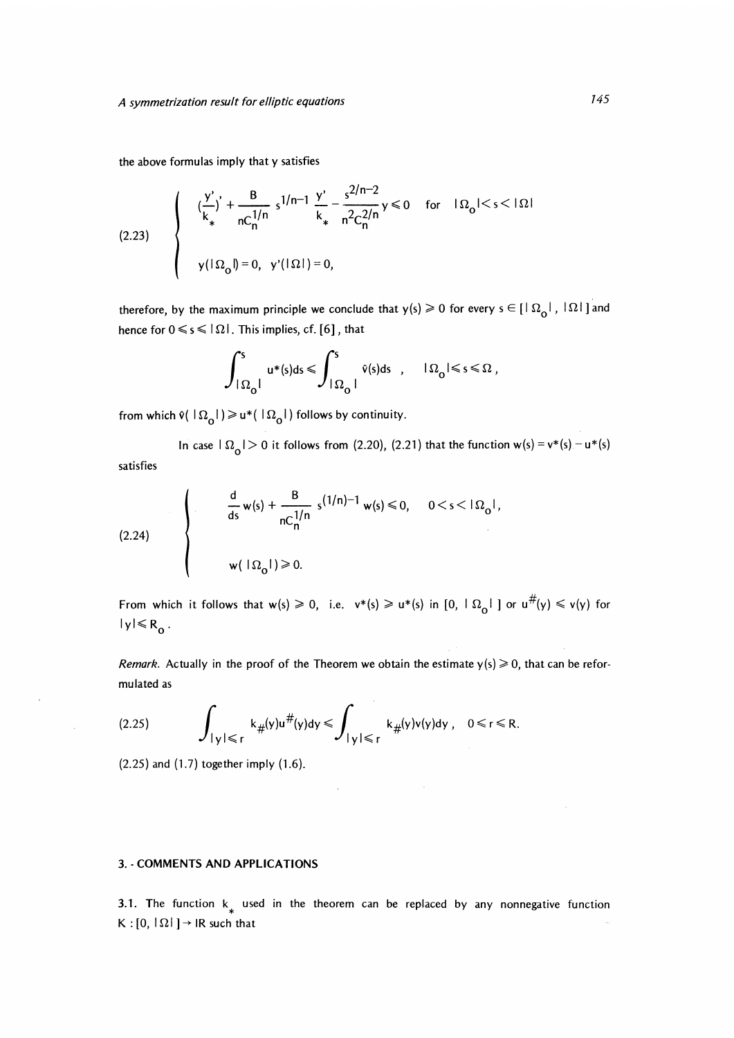the above formulas imply that y satisfies

$$
(2.23)\qquad
\begin{cases}
\left(\dfrac{y'}{k_*}\right)' + \dfrac{B}{nC_n^{1/n}}\, s^{1/n-1}\, \dfrac{y'}{k_*} - \dfrac{s^{2/n-2}}{n^2C_n^{2/n}}\, y \leqslant 0 \quad \text{for} \quad |\Omega_o| < s < |\Omega| \\[2ex]
y(|\Omega_o|) = 0, \quad y'(|\Omega|) = 0,
\end{cases}
$$

therefore, by the maximum principle we conclude that $y(s) \geqslant 0$ for every $s \in [\,|\Omega_o|\,,\ |\Omega|\,]$ and hence for $0 \leqslant s \leqslant |\Omega|$. This implies, cf. [6], that

$$
\int_{|\Omega_o|}^{s} u^*(s)ds \leqslant \int_{|\Omega_o|}^{s} \hat{v}(s)ds\ , \qquad |\Omega_o| \leqslant s \leqslant \Omega\,,
$$

from which $\hat{v}(\,|\Omega_o|\,) \geqslant u^*(\,|\Omega_o|\,)$ follows by continuity.

In case $|\Omega_o| > 0$ it follows from (2.20), (2.21) that the function $w(s) = v^*(s) - u^*(s)$ satisfies

$$
(2.24)\qquad
\begin{cases}
\dfrac{d}{ds}\, w(s) + \dfrac{B}{nC_n^{1/n}}\, s^{(1/n)-1}\, w(s) \leqslant 0, \quad 0 < s < |\Omega_o|, \\[2ex]
w(\,|\Omega_o|\,) \geqslant 0.
\end{cases}
$$

From which it follows that $w(s) \geqslant 0$, i.e. $v^*(s) \geqslant u^*(s)$ in $[0,\ |\Omega_o|\,]$ or $u^{\#}(y) \leqslant v(y)$ for $|y| \leqslant R_o$.

*Remark.* Actually in the proof of the Theorem we obtain the estimate $y(s) \geqslant 0$, that can be reformulated as

$$
(2.25)\qquad \int_{|y| \leqslant r} k_{\#}(y)u^{\#}(y)dy \leqslant \int_{|y| \leqslant r} k_{\#}(y)v(y)dy\,, \quad 0 \leqslant r \leqslant R.
$$

(2.25) and (1.7) together imply (1.6).

## 3. - COMMENTS AND APPLICATIONS

3.1. The function $k_*$ used in the theorem can be replaced by any nonnegative function $K : [0,\ |\Omega|\,] \to \mathbb{R}$ such that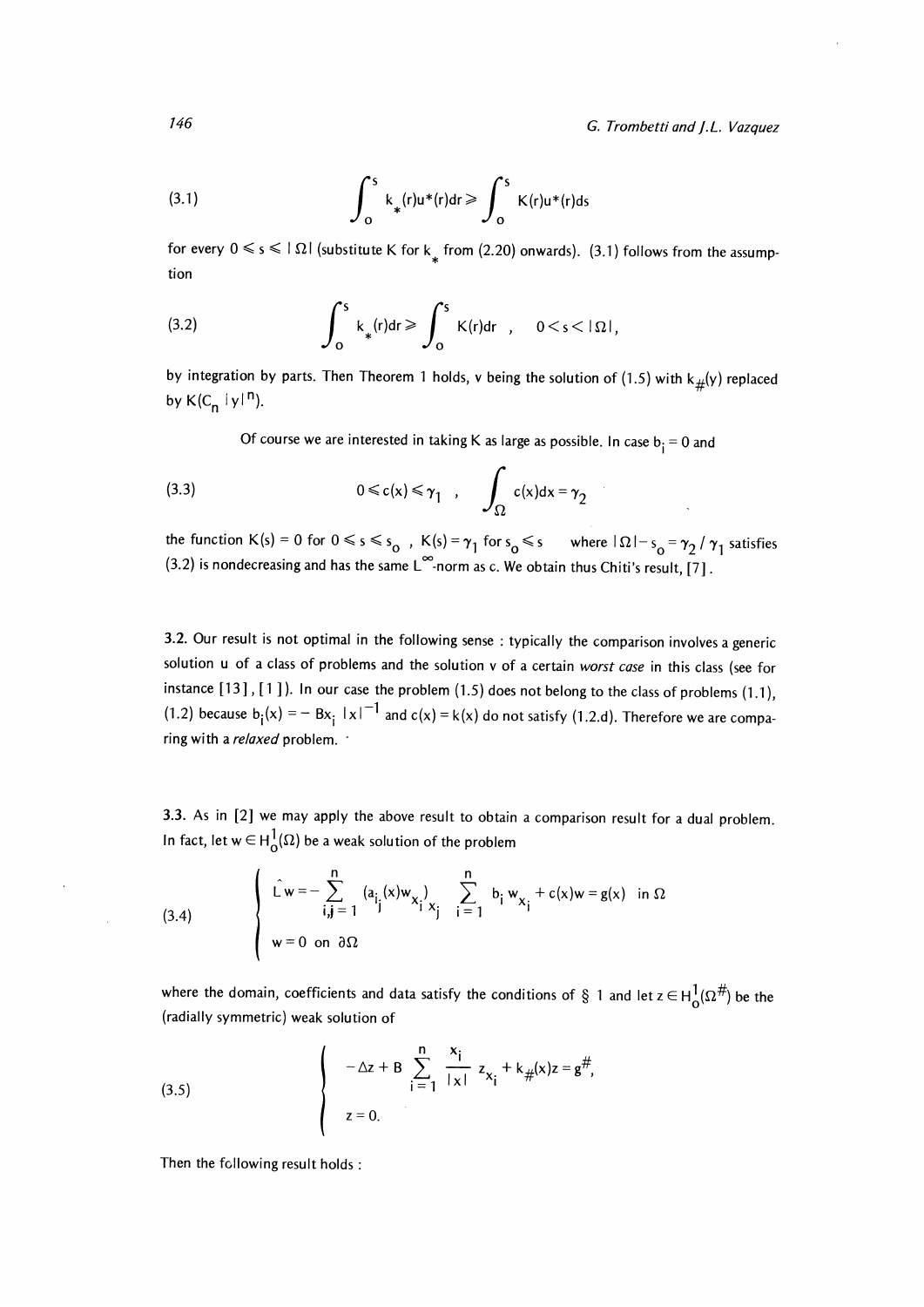$$
\int_0^s k_*(r)u^*(r)dr \geqslant \int_0^s K(r)u^*(r)ds \tag{3.1}
$$

for every $0 \leqslant s \leqslant |\Omega|$ (substitute K for $k_*$ from (2.20) onwards). (3.1) follows from the assumption

$$
\int_0^s k_*(r)dr \geqslant \int_0^s K(r)dr \quad , \quad 0 < s < |\Omega|, \tag{3.2}
$$

by integration by parts. Then Theorem 1 holds, v being the solution of (1.5) with $k_{\#}(y)$ replaced by $K(C_n |y|^n)$.

Of course we are interested in taking K as large as possible. In case $b_i = 0$ and

$$
0 \leqslant c(x) \leqslant \gamma_1 \quad , \quad \int_\Omega c(x)dx = \gamma_2 \tag{3.3}
$$

the function $K(s) = 0$ for $0 \leqslant s \leqslant s_o$ , $K(s) = \gamma_1$ for $s_o \leqslant s$ where $|\Omega| - s_o = \gamma_2 / \gamma_1$ satisfies (3.2) is nondecreasing and has the same $L^\infty$-norm as c. We obtain thus Chiti's result, [7].

**3.2.** Our result is not optimal in the following sense : typically the comparison involves a generic solution u of a class of problems and the solution v of a certain *worst case* in this class (see for instance [13], [1]). In our case the problem (1.5) does not belong to the class of problems (1.1), (1.2) because $b_i(x) = -Bx_i |x|^{-1}$ and $c(x) = k(x)$ do not satisfy (1.2.d). Therefore we are comparing with a *relaxed* problem.

**3.3.** As in [2] we may apply the above result to obtain a comparison result for a dual problem. In fact, let $w \in H_0^1(\Omega)$ be a weak solution of the problem

$$
\begin{cases}
\hat{L}w = -\sum_{i,j=1}^{n} (a_{ij}(x)w_{x_i})_{x_j} \sum_{i=1}^{n} b_i w_{x_i} + c(x)w = g(x) \quad \text{in } \Omega \\
w = 0 \ \text{ on } \partial\Omega
\end{cases} \tag{3.4}
$$

where the domain, coefficients and data satisfy the conditions of § 1 and let $z \in H_0^1(\Omega^{\#})$ be the (radially symmetric) weak solution of

$$
\begin{cases}
-\Delta z + B \sum_{i=1}^{n} \dfrac{x_i}{|x|} z_{x_i} + k_{\#}(x)z = g^{\#}, \\
z = 0.
\end{cases} \tag{3.5}
$$

Then the following result holds :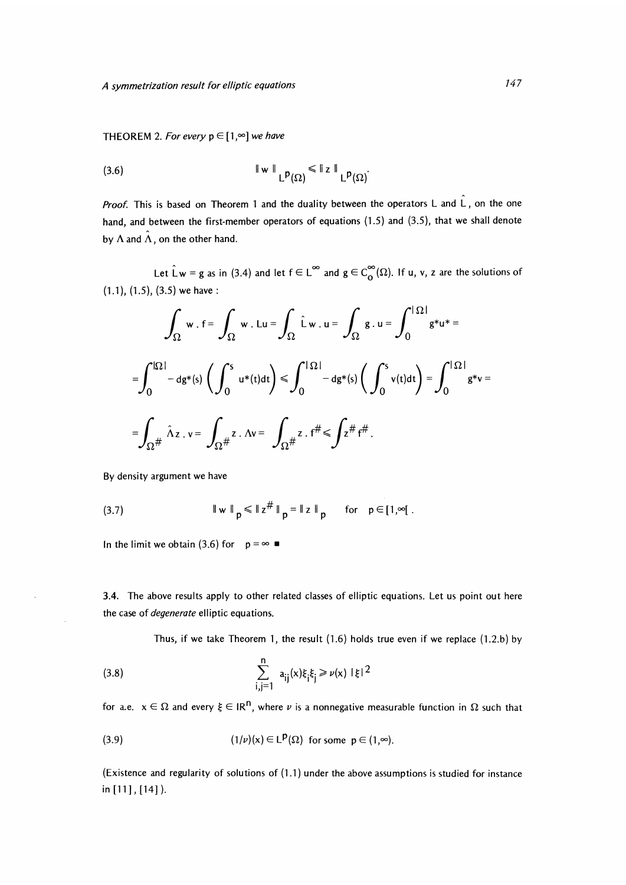THEOREM 2. *For every* $p \in [1,\infty]$ *we have*

$$\| w \|_{L^p(\Omega)} \leqslant \| z \|_{L^p(\Omega)}. \tag{3.6}$$

*Proof.* This is based on Theorem 1 and the duality between the operators L and $\hat{L}$, on the one hand, and between the first-member operators of equations (1.5) and (3.5), that we shall denote by $\Lambda$ and $\hat{\Lambda}$, on the other hand.

Let $\hat{L}w = g$ as in (3.4) and let $f \in L^\infty$ and $g \in C_0^\infty(\Omega)$. If u, v, z are the solutions of (1.1), (1.5), (3.5) we have :

$$\int_\Omega w \cdot f = \int_\Omega w \cdot Lu = \int_\Omega \hat{L} w \cdot u = \int_\Omega g \cdot u = \int_0^{|\Omega|} g^* u^* =$$

$$= \int_0^{|\Omega|} - dg^*(s) \left( \int_0^s u^*(t) dt \right) \leqslant \int_0^{|\Omega|} - dg^*(s) \left( \int_0^s v(t) dt \right) = \int_0^{|\Omega|} g^* v =$$

$$= \int_{\Omega^\#} \hat{\Lambda} z \cdot v = \int_{\Omega^\#} z \cdot \Lambda v = \int_{\Omega^\#} z \cdot f^\# \leqslant \int z^\# f^\# .$$

By density argument we have

$$\| w \|_p \leqslant \| z^\# \|_p = \| z \|_p \quad \text{for} \quad p \in [1,\infty[ . \tag{3.7}$$

In the limit we obtain (3.6) for $p = \infty$ ■

3.4. The above results apply to other related classes of elliptic equations. Let us point out here the case of *degenerate* elliptic equations.

Thus, if we take Theorem 1, the result (1.6) holds true even if we replace (1.2.b) by

$$\sum_{i,j=1}^n a_{ij}(x) \xi_i \xi_j \geqslant \nu(x) \, |\xi|^2 \tag{3.8}$$

for a.e. $x \in \Omega$ and every $\xi \in \mathbb{R}^n$, where $\nu$ is a nonnegative measurable function in $\Omega$ such that

$$(1/\nu)(x) \in L^p(\Omega) \quad \text{for some} \quad p \in (1,\infty). \tag{3.9}$$

(Existence and regularity of solutions of (1.1) under the above assumptions is studied for instance in [11], [14] ).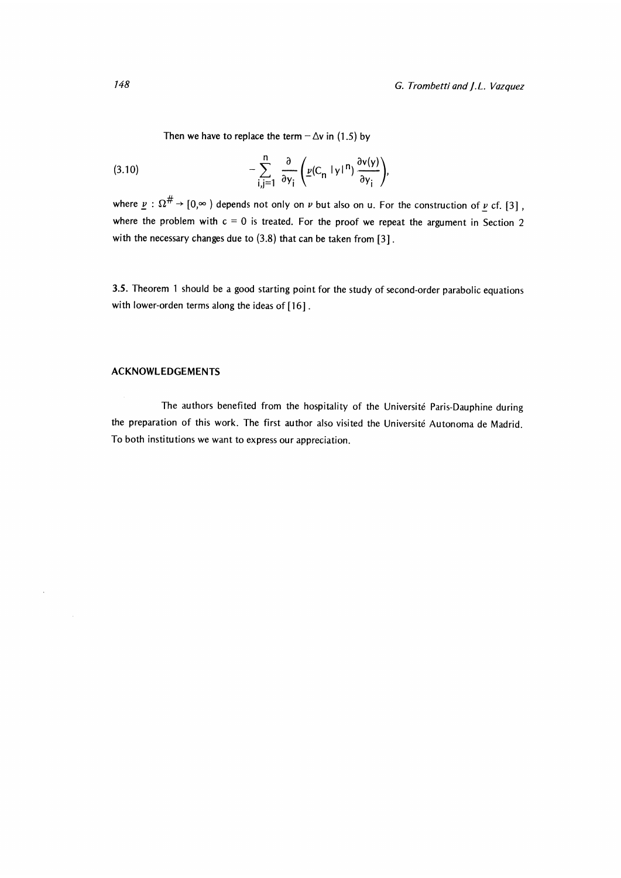Then we have to replace the term $-\Delta v$ in (1.5) by

$$
-\sum_{i,j=1}^{n} \frac{\partial}{\partial y_i}\left(\underline{\nu}(C_n\,|y|^n)\,\frac{\partial v(y)}{\partial y_i}\right), \tag{3.10}
$$

where $\underline{\nu} : \Omega^{\#} \to [0,\infty)$ depends not only on $\nu$ but also on u. For the construction of $\underline{\nu}$ cf. [3], where the problem with $c = 0$ is treated. For the proof we repeat the argument in Section 2 with the necessary changes due to (3.8) that can be taken from [3].

3.5. Theorem 1 should be a good starting point for the study of second-order parabolic equations with lower-orden terms along the ideas of [16].

## ACKNOWLEDGEMENTS

The authors benefited from the hospitality of the Université Paris-Dauphine during the preparation of this work. The first author also visited the Université Autonoma de Madrid. To both institutions we want to express our appreciation.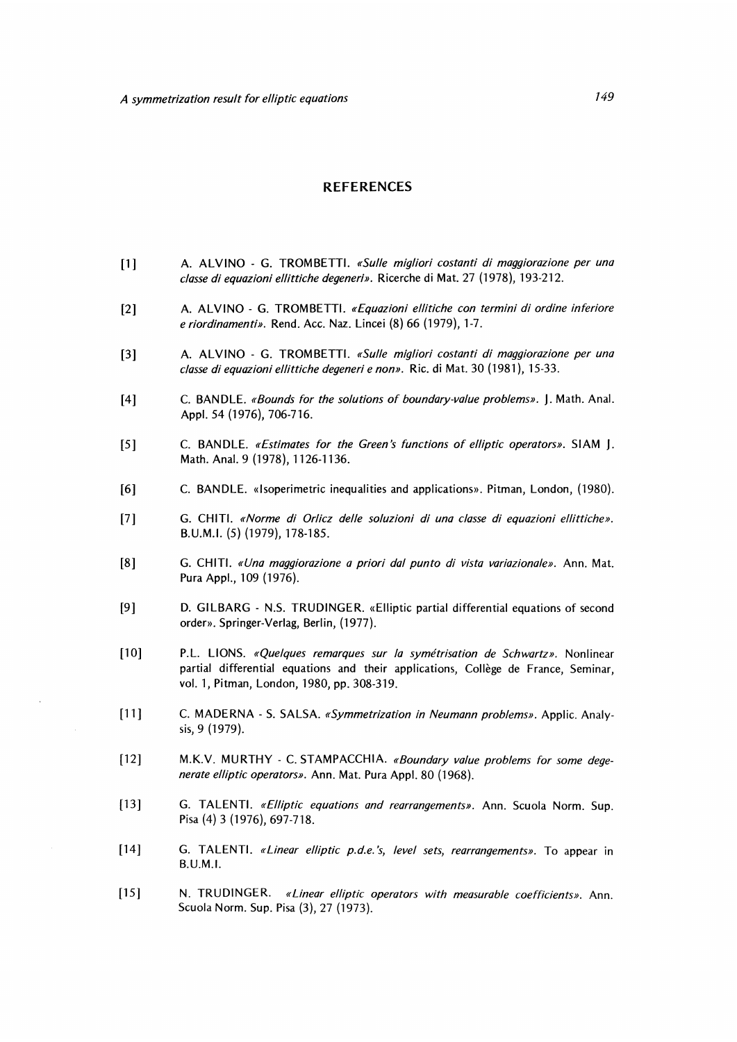## REFERENCES

[1] A. ALVINO - G. TROMBETTI. *«Sulle migliori costanti di maggiorazione per una classe di equazioni ellittiche degeneri»*. Ricerche di Mat. 27 (1978), 193-212.

[2] A. ALVINO - G. TROMBETTI. *«Equazioni ellitiche con termini di ordine inferiore e riordinamenti»*. Rend. Acc. Naz. Lincei (8) 66 (1979), 1-7.

[3] A. ALVINO - G. TROMBETTI. *«Sulle migliori costanti di maggiorazione per una classe di equazioni ellittiche degeneri e non»*. Ric. di Mat. 30 (1981), 15-33.

[4] C. BANDLE. *«Bounds for the solutions of boundary-value problems»*. J. Math. Anal. Appl. 54 (1976), 706-716.

[5] C. BANDLE. *«Estimates for the Green's functions of elliptic operators»*. SIAM J. Math. Anal. 9 (1978), 1126-1136.

[6] C. BANDLE. «Isoperimetric inequalities and applications». Pitman, London, (1980).

[7] G. CHITI. *«Norme di Orlicz delle soluzioni di una classe di equazioni ellittiche»*. B.U.M.I. (5) (1979), 178-185.

[8] G. CHITI. *«Una maggiorazione a priori dal punto di vista variazionale»*. Ann. Mat. Pura Appl., 109 (1976).

[9] D. GILBARG - N.S. TRUDINGER. «Elliptic partial differential equations of second order». Springer-Verlag, Berlin, (1977).

[10] P.L. LIONS. *«Quelques remarques sur la symétrisation de Schwartz»*. Nonlinear partial differential equations and their applications, Collège de France, Seminar, vol. 1, Pitman, London, 1980, pp. 308-319.

[11] C. MADERNA - S. SALSA. *«Symmetrization in Neumann problems»*. Applic. Analysis, 9 (1979).

[12] M.K.V. MURTHY - C. STAMPACCHIA. *«Boundary value problems for some degenerate elliptic operators»*. Ann. Mat. Pura Appl. 80 (1968).

[13] G. TALENTI. *«Elliptic equations and rearrangements»*. Ann. Scuola Norm. Sup. Pisa (4) 3 (1976), 697-718.

[14] G. TALENTI. *«Linear elliptic p.d.e.'s, level sets, rearrangements»*. To appear in B.U.M.I.

[15] N. TRUDINGER. *«Linear elliptic operators with measurable coefficients»*. Ann. Scuola Norm. Sup. Pisa (3), 27 (1973).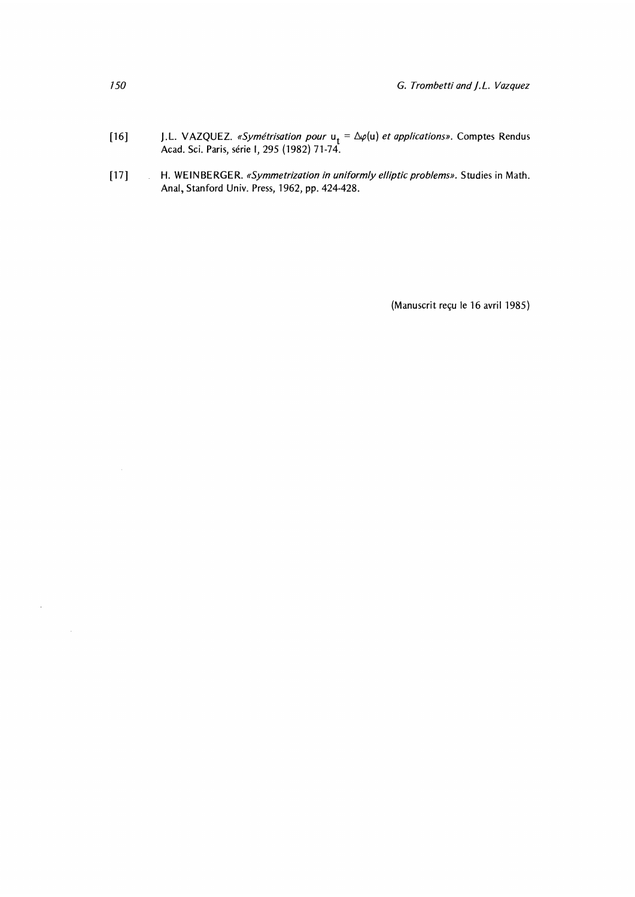[16] J.L. VAZQUEZ. *«Symétrisation pour* $u_t = \Delta\varphi(u)$ *et applications».* Comptes Rendus Acad. Sci. Paris, série I, 295 (1982) 71-74.

[17] H. WEINBERGER. *«Symmetrization in uniformly elliptic problems».* Studies in Math. Anal, Stanford Univ. Press, 1962, pp. 424-428.

(Manuscrit reçu le 16 avril 1985)